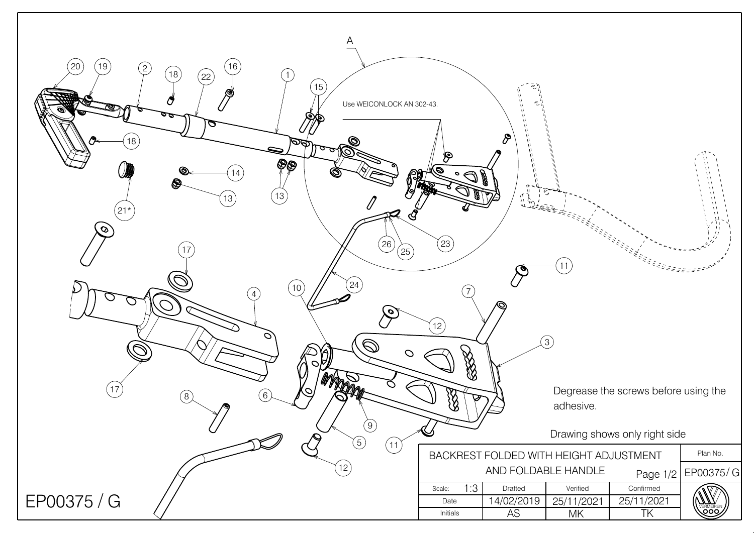A

Use WEICONLOCK AN 302-43.

20 19 2 18 22 16 1 15

18

21*

14

13

13 13

26 25 23

24

17

4

10

7

11

12

3

17

8

6

5

9

11

12

Degrease the screws before using the adhesive.

Drawing shows only right side

| BACKREST FOLDED WITH HEIGHT ADJUSTMENT AND FOLDABLE HANDLE | | | Page 1/2 | Plan No. |
|---|---|---|---|---|
| | | | | EP00375/ G |
| Scale: 1:3 | Drafted | Verified | Confirmed | |
| Date | 14/02/2019 | 25/11/2021 | 25/11/2021 | |
| Initials | AS | MK | TK | |

EP00375 / G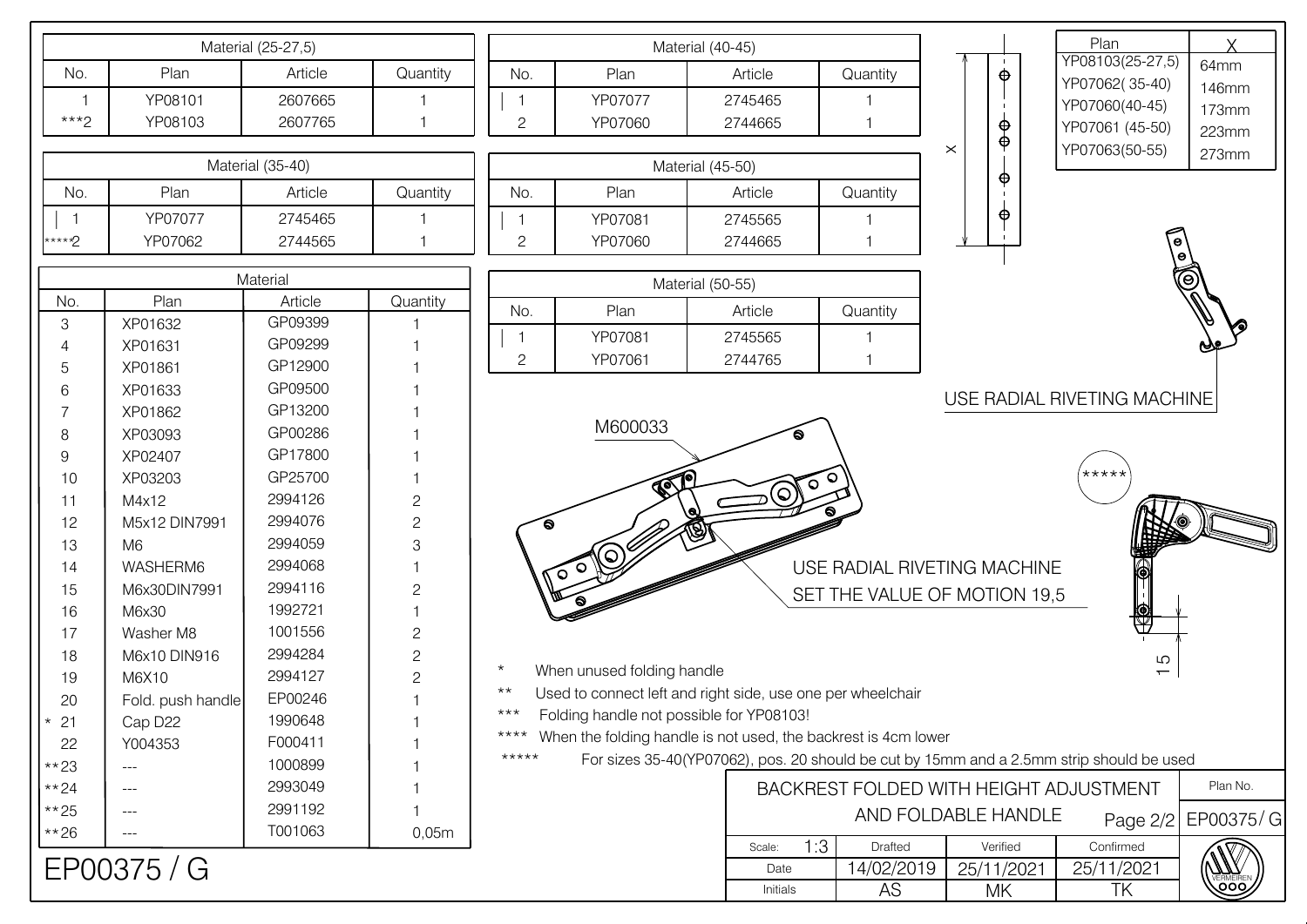| Material (25-27,5) | | | |
|---|---|---|---|
| No. | Plan | Article | Quantity |
| 1 | YP08101 | 2607665 | 1 |
| ***2 | YP08103 | 2607765 | 1 |

| Material (35-40) | | | |
|---|---|---|---|
| No. | Plan | Article | Quantity |
| 1 | YP07077 | 2745465 | 1 |
| ****2 | YP07062 | 2744565 | 1 |

| Material | | | |
|---|---|---|---|
| No. | Plan | Article | Quantity |
| 3 | XP01632 | GP09399 | 1 |
| 4 | XP01631 | GP09299 | 1 |
| 5 | XP01861 | GP12900 | 1 |
| 6 | XP01633 | GP09500 | 1 |
| 7 | XP01862 | GP13200 | 1 |
| 8 | XP03093 | GP00286 | 1 |
| 9 | XP02407 | GP17800 | 1 |
| 10 | XP03203 | GP25700 | 1 |
| 11 | M4x12 | 2994126 | 2 |
| 12 | M5x12 DIN7991 | 2994076 | 2 |
| 13 | M6 | 2994059 | 3 |
| 14 | WASHERM6 | 2994068 | 1 |
| 15 | M6x30DIN7991 | 2994116 | 2 |
| 16 | M6x30 | 1992721 | 1 |
| 17 | Washer M8 | 1001556 | 2 |
| 18 | M6x10 DIN916 | 2994284 | 2 |
| 19 | M6X10 | 2994127 | 2 |
| 20 | Fold. push handle | EP00246 | 1 |
| * 21 | Cap D22 | 1990648 | 1 |
| 22 | Y004353 | F000411 | 1 |
| **23 | --- | 1000899 | 1 |
| **24 | --- | 2993049 | 1 |
| **25 | --- | 2991192 | 1 |
| **26 | --- | T001063 | 0,05m |

EP00375 / G

| Material (40-45) | | | |
|---|---|---|---|
| No. | Plan | Article | Quantity |
| 1 | YP07077 | 2745465 | 1 |
| 2 | YP07060 | 2744665 | 1 |

| Material (45-50) | | | |
|---|---|---|---|
| No. | Plan | Article | Quantity |
| 1 | YP07081 | 2745565 | 1 |
| 2 | YP07060 | 2744665 | 1 |

| Material (50-55) | | | |
|---|---|---|---|
| No. | Plan | Article | Quantity |
| 1 | YP07081 | 2745565 | 1 |
| 2 | YP07061 | 2744765 | 1 |

| Plan | X |
|---|---|
| YP08103(25-27,5) | 64mm |
| YP07062( 35-40) | 146mm |
| YP07060(40-45) | 173mm |
| YP07061 (45-50) | 223mm |
| YP07063(50-55) | 273mm |

X

USE RADIAL RIVETING MACHINE

M600033

USE RADIAL RIVETING MACHINE
SET THE VALUE OF MOTION 19,5

*****

15

\* When unused folding handle

\** Used to connect left and right side, use one per wheelchair

\*** Folding handle not possible for YP08103!

\**** When the folding handle is not used, the backrest is 4cm lower

\***** For sizes 35-40(YP07062), pos. 20 should be cut by 15mm and a 2.5mm strip should be used

| BACKREST FOLDED WITH HEIGHT ADJUSTMENT AND FOLDABLE HANDLE | | | | Page 2/2 | Plan No. EP00375/ G |
|---|---|---|---|---|---|
| Scale: 1:3 | Drafted | Verified | Confirmed | | VERMEIREN |
| Date | 14/02/2019 | 25/11/2021 | 25/11/2021 | | |
| Initials | AS | MK | TK | | |